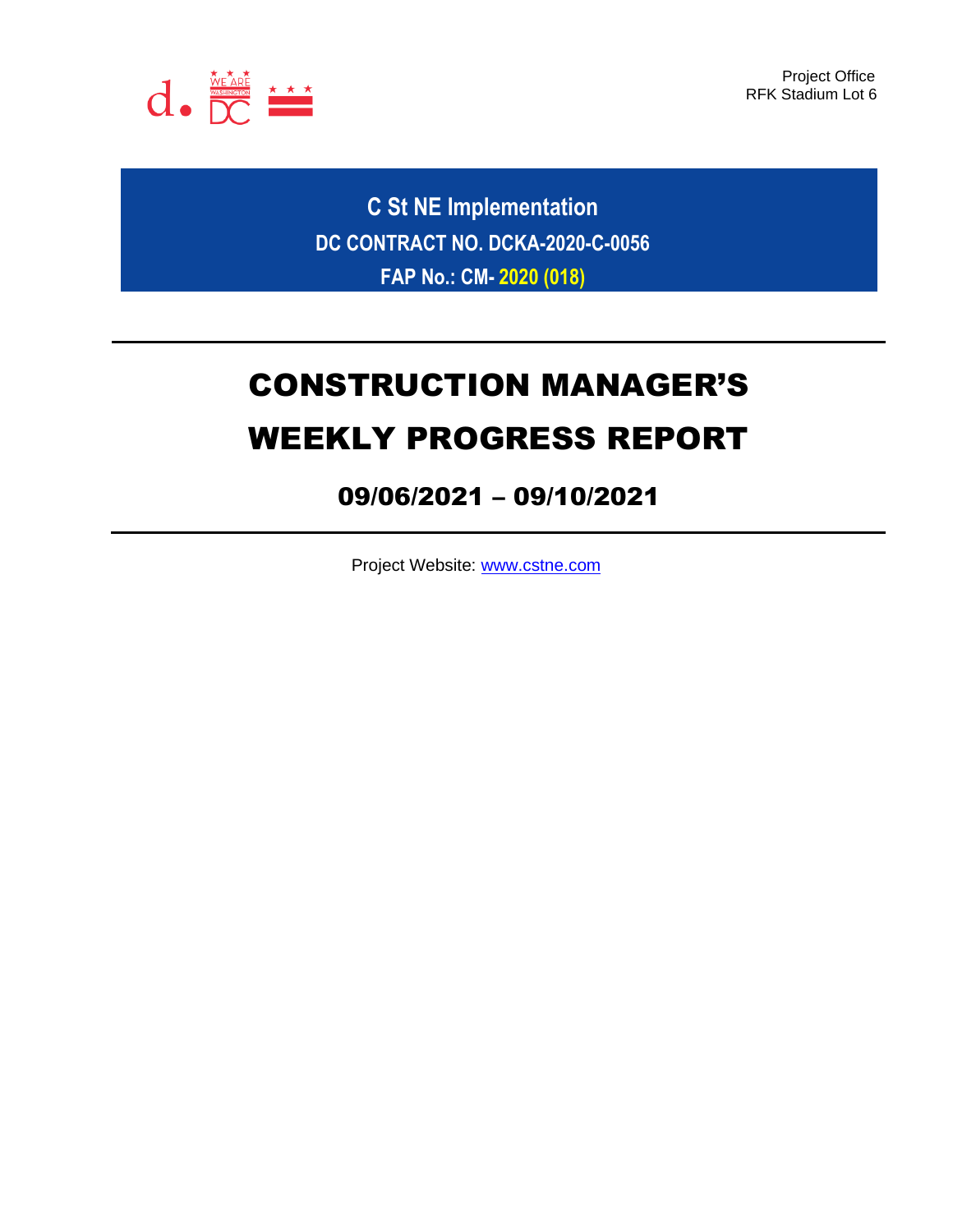Project Office
RFK Stadium Lot 6

**C St NE Implementation**

**DC CONTRACT NO. DCKA-2020-C-0056**

**FAP No.: CM- 2020 (018)**

# CONSTRUCTION MANAGER'S WEEKLY PROGRESS REPORT

## 09/06/2021 – 09/10/2021

Project Website: [www.cstne.com](http://www.cstne.com)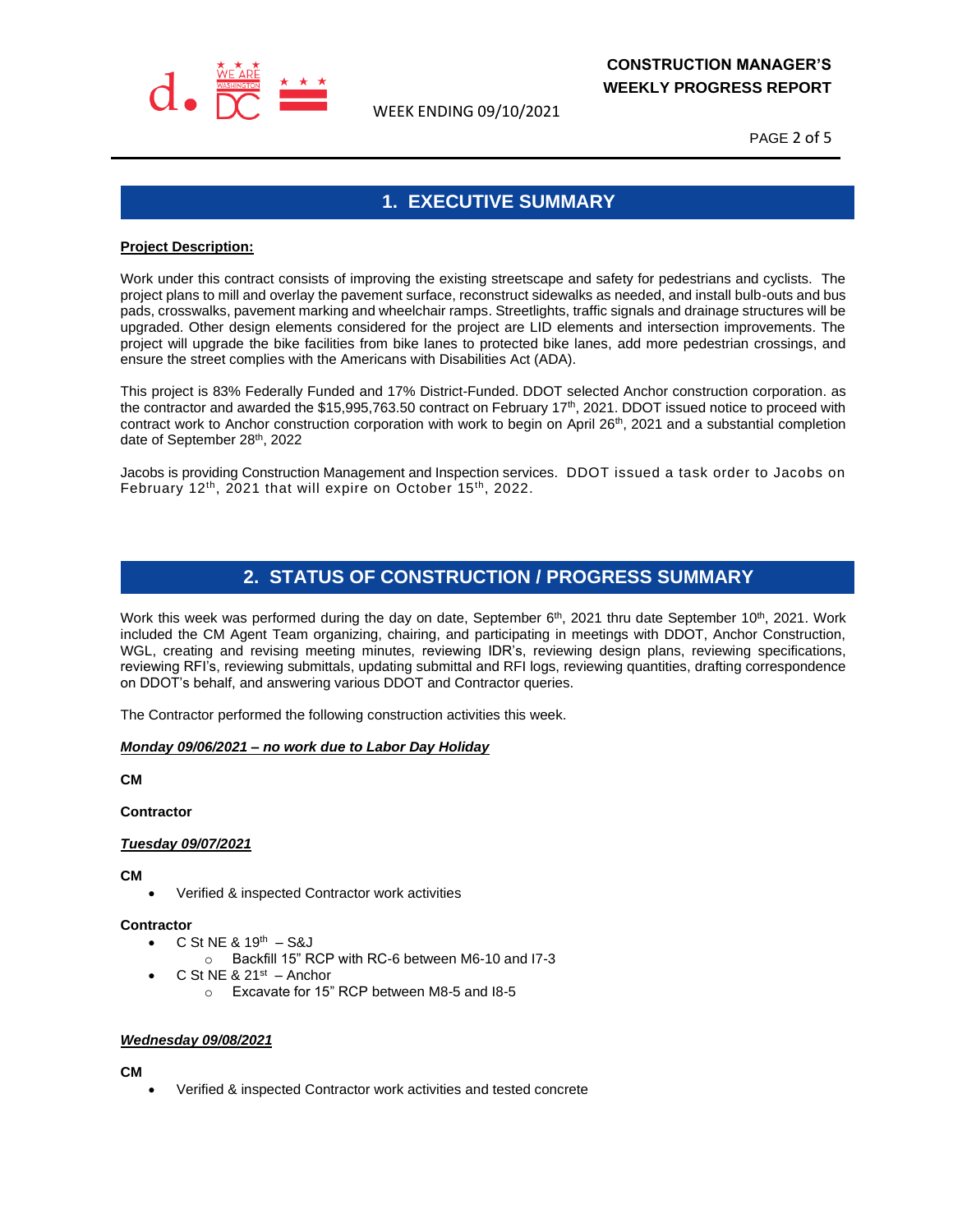## 1. EXECUTIVE SUMMARY

**Project Description:**

Work under this contract consists of improving the existing streetscape and safety for pedestrians and cyclists. The project plans to mill and overlay the pavement surface, reconstruct sidewalks as needed, and install bulb-outs and bus pads, crosswalks, pavement marking and wheelchair ramps. Streetlights, traffic signals and drainage structures will be upgraded. Other design elements considered for the project are LID elements and intersection improvements. The project will upgrade the bike facilities from bike lanes to protected bike lanes, add more pedestrian crossings, and ensure the street complies with the Americans with Disabilities Act (ADA).

This project is 83% Federally Funded and 17% District-Funded. DDOT selected Anchor construction corporation. as the contractor and awarded the $15,995,763.50 contract on February 17th, 2021. DDOT issued notice to proceed with contract work to Anchor construction corporation with work to begin on April 26th, 2021 and a substantial completion date of September 28th, 2022

Jacobs is providing Construction Management and Inspection services. DDOT issued a task order to Jacobs on February 12th, 2021 that will expire on October 15th, 2022.

## 2. STATUS OF CONSTRUCTION / PROGRESS SUMMARY

Work this week was performed during the day on date, September 6th, 2021 thru date September 10th, 2021. Work included the CM Agent Team organizing, chairing, and participating in meetings with DDOT, Anchor Construction, WGL, creating and revising meeting minutes, reviewing IDR's, reviewing design plans, reviewing specifications, reviewing RFI's, reviewing submittals, updating submittal and RFI logs, reviewing quantities, drafting correspondence on DDOT's behalf, and answering various DDOT and Contractor queries.

The Contractor performed the following construction activities this week.

***Monday 09/06/2021 – no work due to Labor Day Holiday***

**CM**

**Contractor**

***Tuesday 09/07/2021***

**CM**

- Verified & inspected Contractor work activities

**Contractor**

- C St NE & 19th – S&J
  - Backfill 15" RCP with RC-6 between M6-10 and I7-3
- C St NE & 21st – Anchor
  - Excavate for 15" RCP between M8-5 and I8-5

***Wednesday 09/08/2021***

**CM**

- Verified & inspected Contractor work activities and tested concrete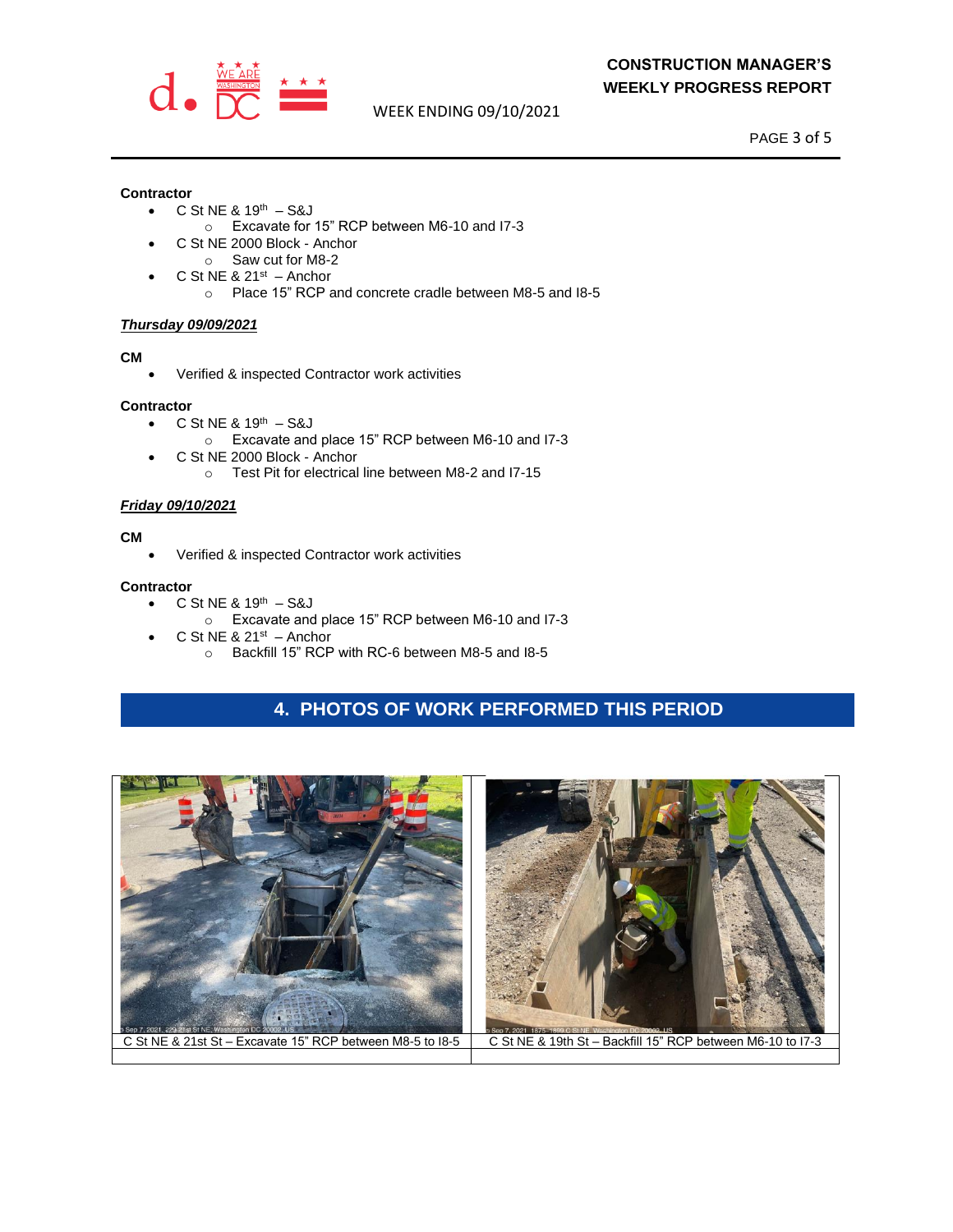**Contractor**

- C St NE & 19th – S&J
  - Excavate for 15" RCP between M6-10 and I7-3
- C St NE 2000 Block - Anchor
  - Saw cut for M8-2
- C St NE & 21st – Anchor
  - Place 15" RCP and concrete cradle between M8-5 and I8-5

***Thursday 09/09/2021***

**CM**

- Verified & inspected Contractor work activities

**Contractor**

- C St NE & 19th – S&J
  - Excavate and place 15" RCP between M6-10 and I7-3
- C St NE 2000 Block - Anchor
  - Test Pit for electrical line between M8-2 and I7-15

***Friday 09/10/2021***

**CM**

- Verified & inspected Contractor work activities

**Contractor**

- C St NE & 19th – S&J
  - Excavate and place 15" RCP between M6-10 and I7-3
- C St NE & 21st – Anchor
  - Backfill 15" RCP with RC-6 between M8-5 and I8-5

## 4. PHOTOS OF WORK PERFORMED THIS PERIOD

| C St NE & 21st St – Excavate 15" RCP between M8-5 to I8-5 | C St NE & 19th St – Backfill 15" RCP between M6-10 to I7-3 |
|---|---|
| | |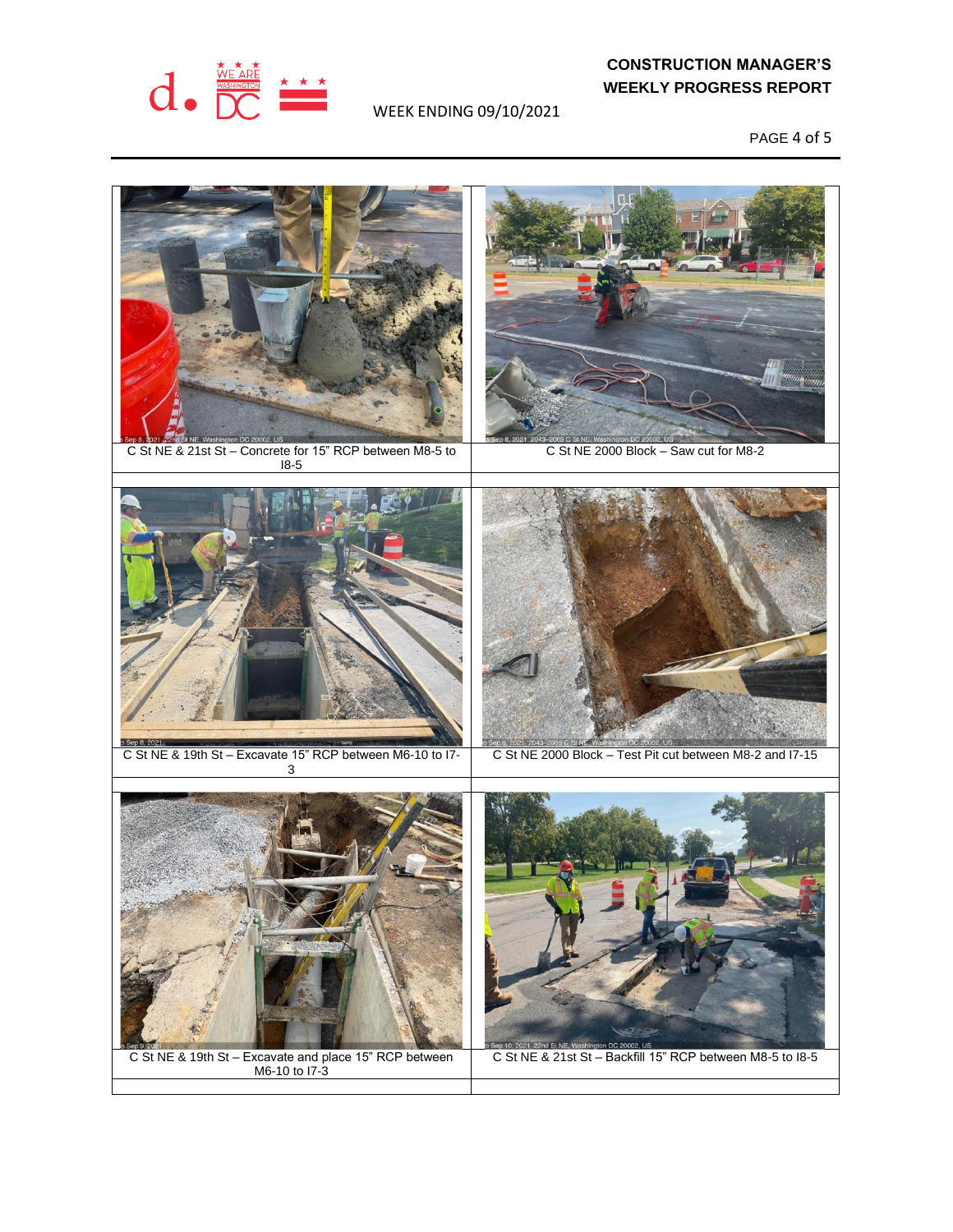| | |
|---|---|
| C St NE & 21st St – Concrete for 15” RCP between M8-5 to I8-5 | C St NE 2000 Block – Saw cut for M8-2 |
| C St NE & 19th St – Excavate 15” RCP between M6-10 to I7-3 | C St NE 2000 Block – Test Pit cut between M8-2 and I7-15 |
| C St NE & 19th St – Excavate and place 15” RCP between M6-10 to I7-3 | C St NE & 21st St – Backfill 15” RCP between M8-5 to I8-5 |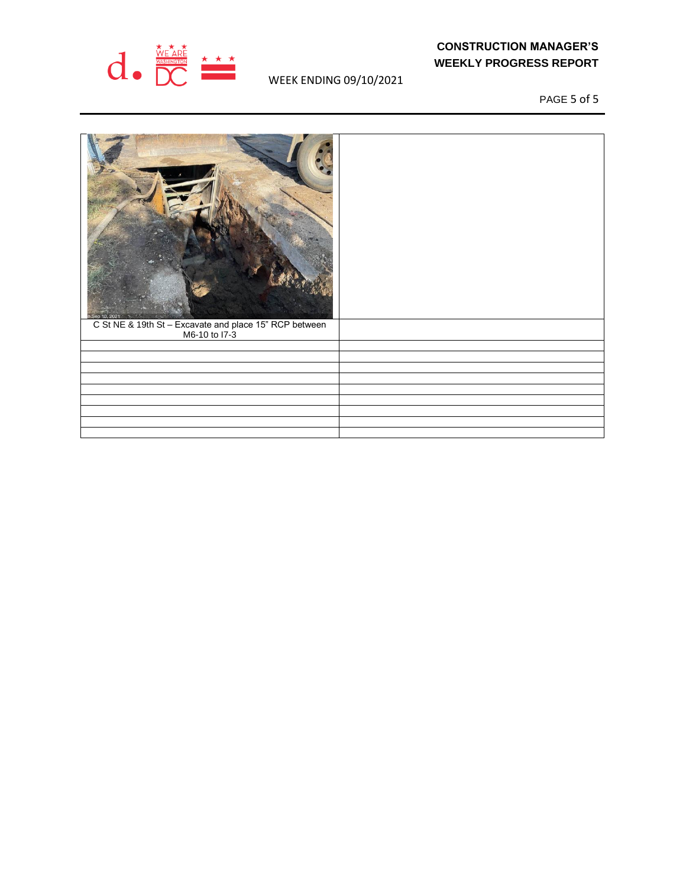| | |
|---|---|
| C St NE & 19th St – Excavate and place 15” RCP between M6-10 to I7-3 | |
| | |
| | |
| | |
| | |
| | |
| | |
| | |
| | |
| | |